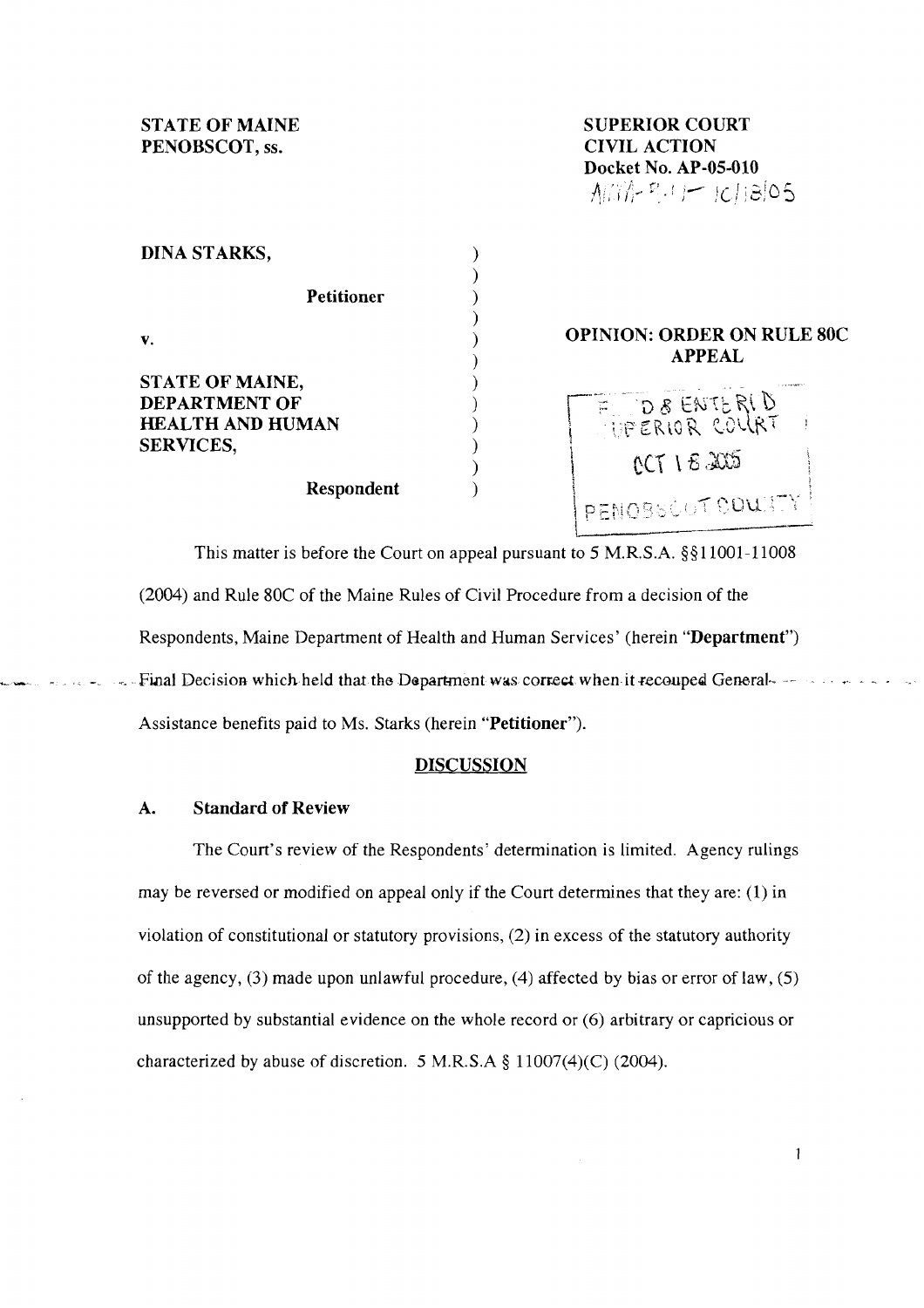STATE OF MAINE
PENOBSCOT, ss.

SUPERIOR COURT
CIVIL ACTION
Docket No. AP-05-010

DINA STARKS,

Petitioner

v.

STATE OF MAINE,
DEPARTMENT OF
HEALTH AND HUMAN
SERVICES,

Respondent

**OPINION: ORDER ON RULE 80C APPEAL**

FILED & ENTERED
SUPERIOR COURT
OCT 18 2005
PENOBSCOT COUNTY

This matter is before the Court on appeal pursuant to 5 M.R.S.A. §§11001-11008 (2004) and Rule 80C of the Maine Rules of Civil Procedure from a decision of the Respondents, Maine Department of Health and Human Services' (herein "**Department**") Final Decision which held that the Department was correct when it recouped General Assistance benefits paid to Ms. Starks (herein "**Petitioner**").

## DISCUSSION

### A. Standard of Review

The Court's review of the Respondents' determination is limited. Agency rulings may be reversed or modified on appeal only if the Court determines that they are: (1) in violation of constitutional or statutory provisions, (2) in excess of the statutory authority of the agency, (3) made upon unlawful procedure, (4) affected by bias or error of law, (5) unsupported by substantial evidence on the whole record or (6) arbitrary or capricious or characterized by abuse of discretion. 5 M.R.S.A § 11007(4)(C) (2004).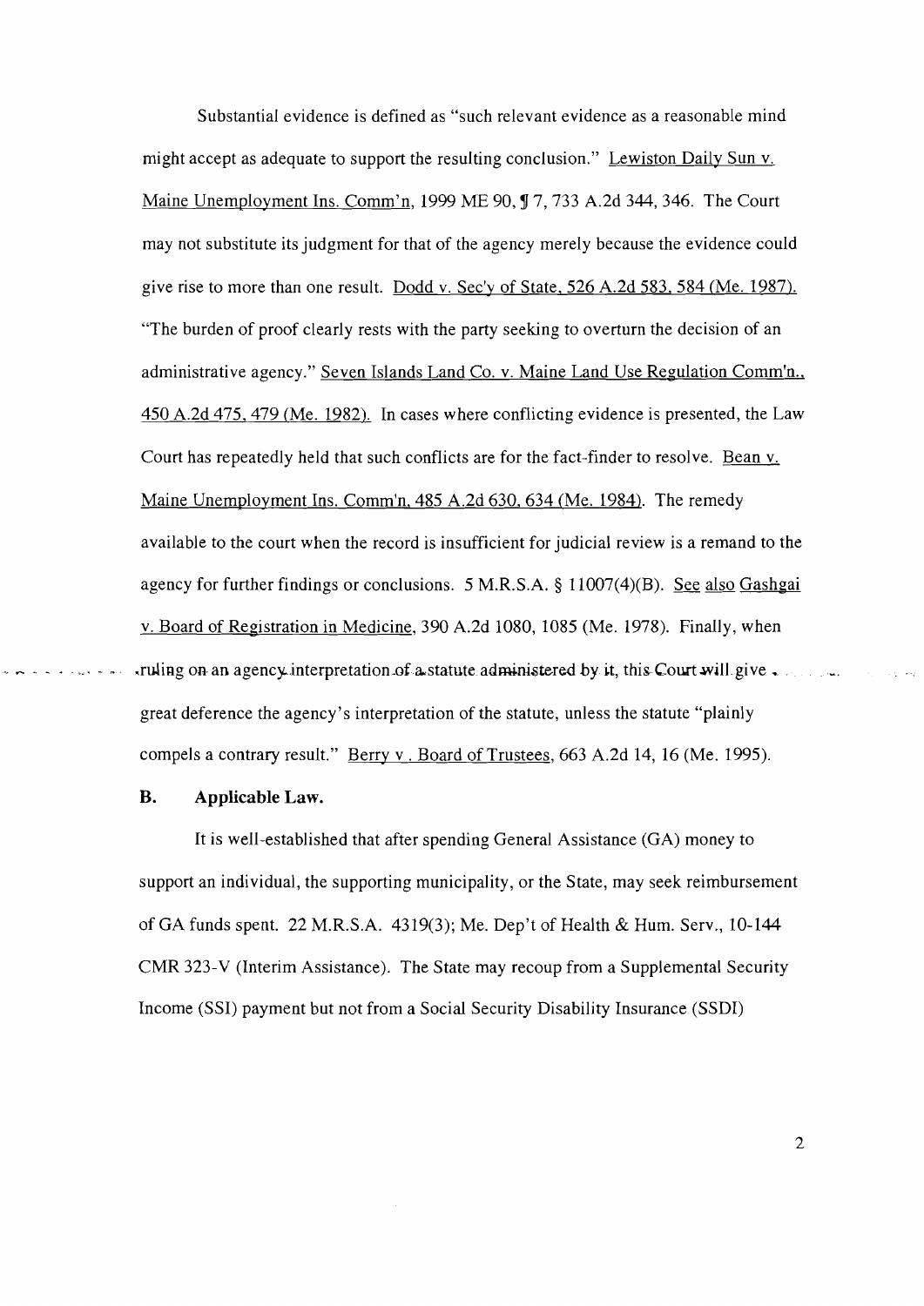Substantial evidence is defined as "such relevant evidence as a reasonable mind might accept as adequate to support the resulting conclusion." Lewiston Daily Sun v. Maine Unemployment Ins. Comm'n, 1999 ME 90, ¶ 7, 733 A.2d 344, 346. The Court may not substitute its judgment for that of the agency merely because the evidence could give rise to more than one result. Dodd v. Sec'y of State, 526 A.2d 583, 584 (Me. 1987). "The burden of proof clearly rests with the party seeking to overturn the decision of an administrative agency." Seven Islands Land Co. v. Maine Land Use Regulation Comm'n., 450 A.2d 475, 479 (Me. 1982). In cases where conflicting evidence is presented, the Law Court has repeatedly held that such conflicts are for the fact-finder to resolve. Bean v. Maine Unemployment Ins. Comm'n, 485 A.2d 630, 634 (Me. 1984). The remedy available to the court when the record is insufficient for judicial review is a remand to the agency for further findings or conclusions. 5 M.R.S.A. § 11007(4)(B). See also Gashgai v. Board of Registration in Medicine, 390 A.2d 1080, 1085 (Me. 1978). Finally, when ruling on an agency interpretation of a statute administered by it, this Court will give great deference the agency's interpretation of the statute, unless the statute "plainly compels a contrary result." Berry v. Board of Trustees, 663 A.2d 14, 16 (Me. 1995).

**B. Applicable Law.**

It is well-established that after spending General Assistance (GA) money to support an individual, the supporting municipality, or the State, may seek reimbursement of GA funds spent. 22 M.R.S.A. 4319(3); Me. Dep't of Health & Hum. Serv., 10-144 CMR 323-V (Interim Assistance). The State may recoup from a Supplemental Security Income (SSI) payment but not from a Social Security Disability Insurance (SSDI)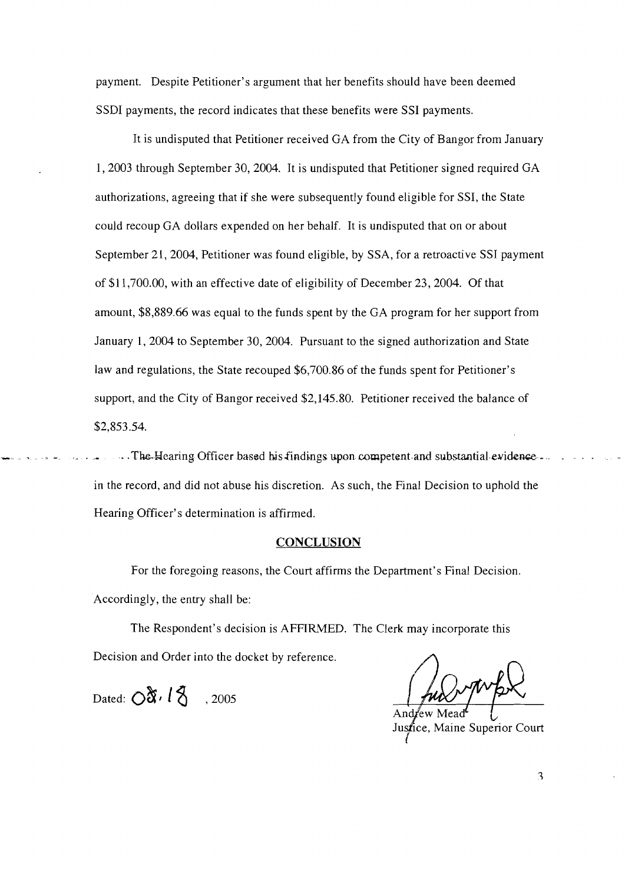payment. Despite Petitioner's argument that her benefits should have been deemed SSDI payments, the record indicates that these benefits were SSI payments.

It is undisputed that Petitioner received GA from the City of Bangor from January 1, 2003 through September 30, 2004. It is undisputed that Petitioner signed required GA authorizations, agreeing that if she were subsequently found eligible for SSI, the State could recoup GA dollars expended on her behalf. It is undisputed that on or about September 21, 2004, Petitioner was found eligible, by SSA, for a retroactive SSI payment of $11,700.00, with an effective date of eligibility of December 23, 2004. Of that amount, $8,889.66 was equal to the funds spent by the GA program for her support from January 1, 2004 to September 30, 2004. Pursuant to the signed authorization and State law and regulations, the State recouped $6,700.86 of the funds spent for Petitioner's support, and the City of Bangor received $2,145.80. Petitioner received the balance of $2,853.54.

The Hearing Officer based his findings upon competent and substantial evidence in the record, and did not abuse his discretion. As such, the Final Decision to uphold the Hearing Officer's determination is affirmed.

## CONCLUSION

For the foregoing reasons, the Court affirms the Department's Final Decision. Accordingly, the entry shall be:

The Respondent's decision is AFFIRMED. The Clerk may incorporate this Decision and Order into the docket by reference.

Dated: 08.18, 2005

Andrew Mead
Justice, Maine Superior Court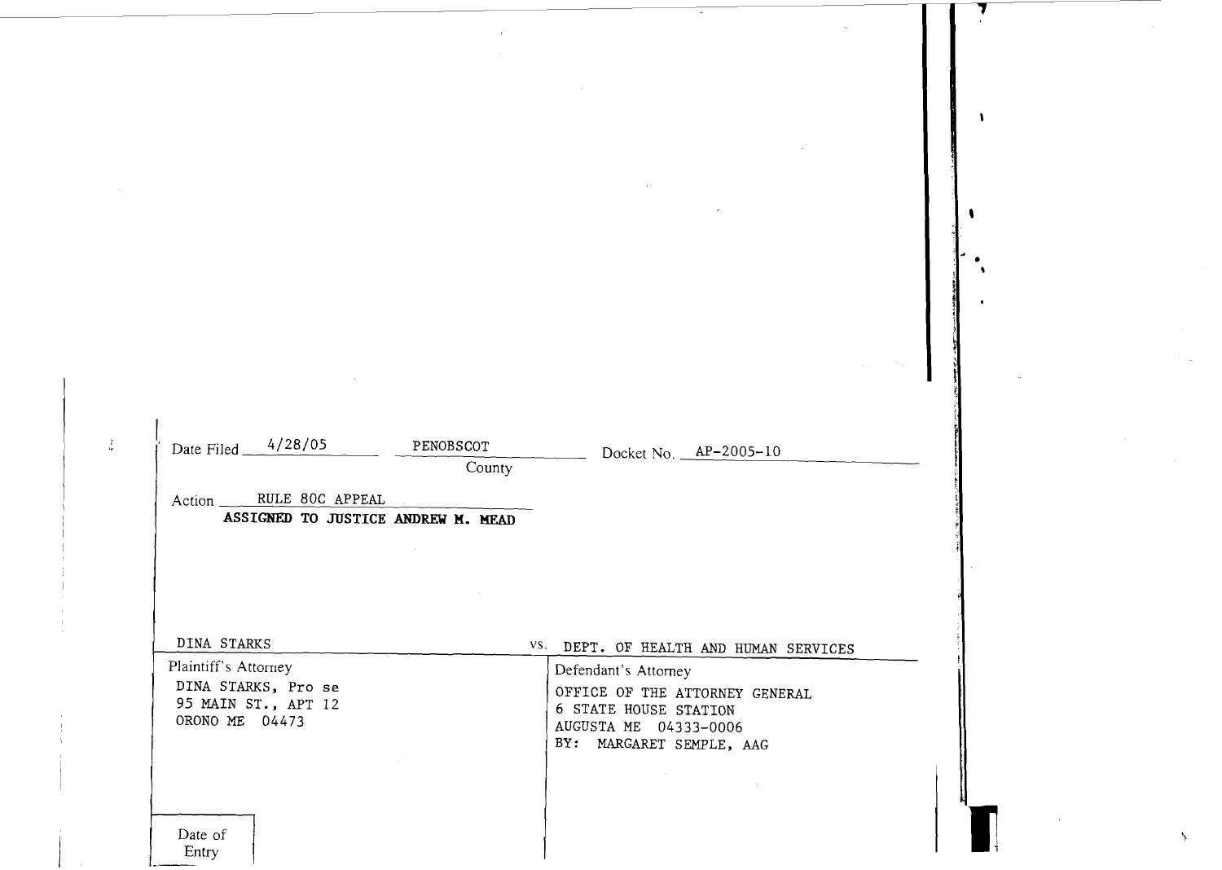Date Filed 4/28/05 PENOBSCOT Docket No. AP-2005-10

County

Action RULE 80C APPEAL

**ASSIGNED TO JUSTICE ANDREW M. MEAD**

DINA STARKS vs. DEPT. OF HEALTH AND HUMAN SERVICES

| Plaintiff's Attorney | Defendant's Attorney |
| --- | --- |
| DINA STARKS, Pro se<br>95 MAIN ST., APT 12<br>ORONO ME 04473 | OFFICE OF THE ATTORNEY GENERAL<br>6 STATE HOUSE STATION<br>AUGUSTA ME 04333-0006<br>BY: MARGARET SEMPLE, AAG |

Date of Entry